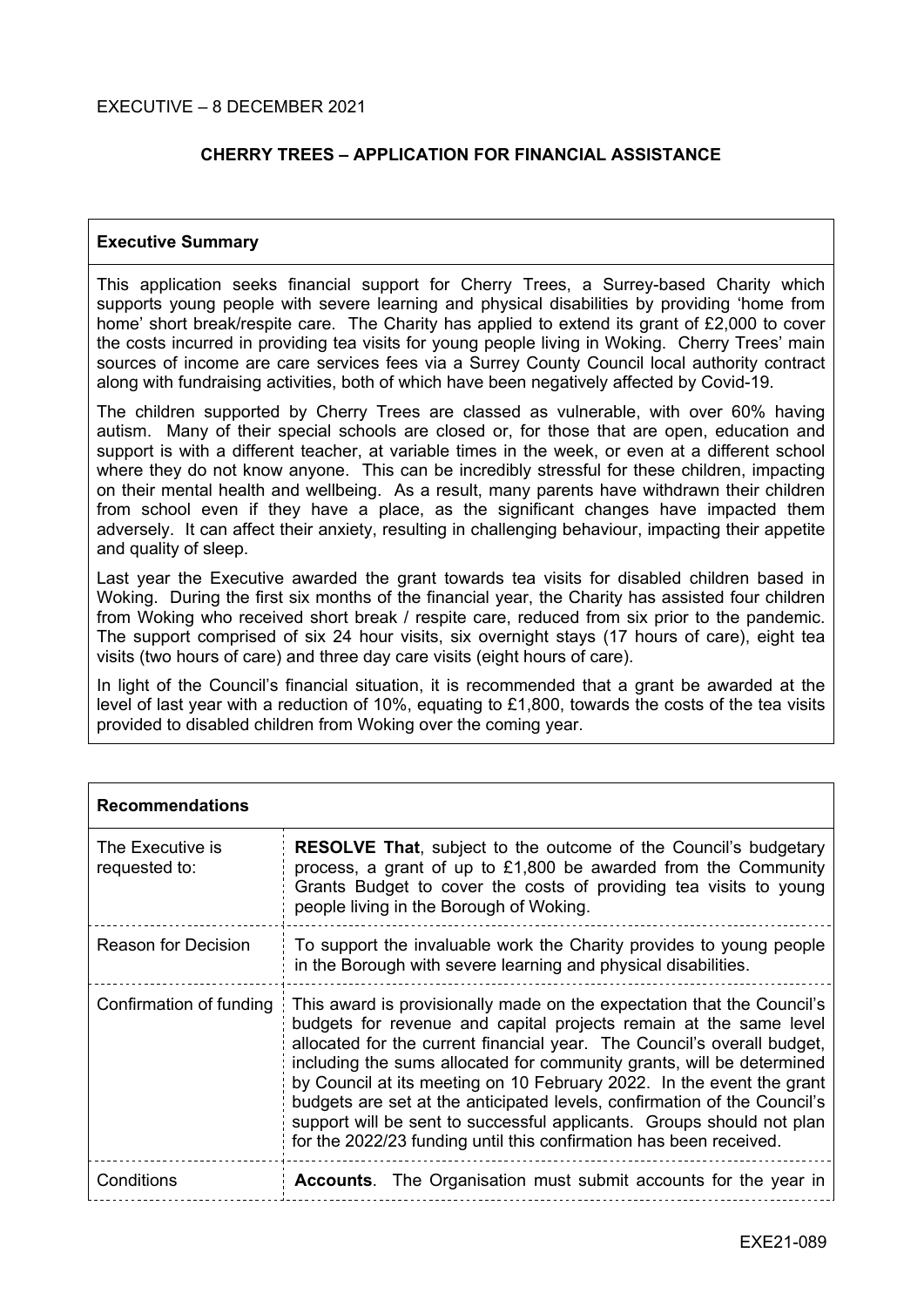EXECUTIVE – 8 DECEMBER 2021

## CHERRY TREES – APPLICATION FOR FINANCIAL ASSISTANCE

### Executive Summary

This application seeks financial support for Cherry Trees, a Surrey-based Charity which supports young people with severe learning and physical disabilities by providing 'home from home' short break/respite care. The Charity has applied to extend its grant of £2,000 to cover the costs incurred in providing tea visits for young people living in Woking. Cherry Trees' main sources of income are care services fees via a Surrey County Council local authority contract along with fundraising activities, both of which have been negatively affected by Covid-19.

The children supported by Cherry Trees are classed as vulnerable, with over 60% having autism. Many of their special schools are closed or, for those that are open, education and support is with a different teacher, at variable times in the week, or even at a different school where they do not know anyone. This can be incredibly stressful for these children, impacting on their mental health and wellbeing. As a result, many parents have withdrawn their children from school even if they have a place, as the significant changes have impacted them adversely. It can affect their anxiety, resulting in challenging behaviour, impacting their appetite and quality of sleep.

Last year the Executive awarded the grant towards tea visits for disabled children based in Woking. During the first six months of the financial year, the Charity has assisted four children from Woking who received short break / respite care, reduced from six prior to the pandemic. The support comprised of six 24 hour visits, six overnight stays (17 hours of care), eight tea visits (two hours of care) and three day care visits (eight hours of care).

In light of the Council's financial situation, it is recommended that a grant be awarded at the level of last year with a reduction of 10%, equating to £1,800, towards the costs of the tea visits provided to disabled children from Woking over the coming year.

### Recommendations

| | |
|---|---|
| The Executive is requested to: | **RESOLVE That**, subject to the outcome of the Council's budgetary process, a grant of up to £1,800 be awarded from the Community Grants Budget to cover the costs of providing tea visits to young people living in the Borough of Woking. |
| Reason for Decision | To support the invaluable work the Charity provides to young people in the Borough with severe learning and physical disabilities. |
| Confirmation of funding | This award is provisionally made on the expectation that the Council's budgets for revenue and capital projects remain at the same level allocated for the current financial year. The Council's overall budget, including the sums allocated for community grants, will be determined by Council at its meeting on 10 February 2022. In the event the grant budgets are set at the anticipated levels, confirmation of the Council's support will be sent to successful applicants. Groups should not plan for the 2022/23 funding until this confirmation has been received. |
| Conditions | **Accounts**. The Organisation must submit accounts for the year in |

EXE21-089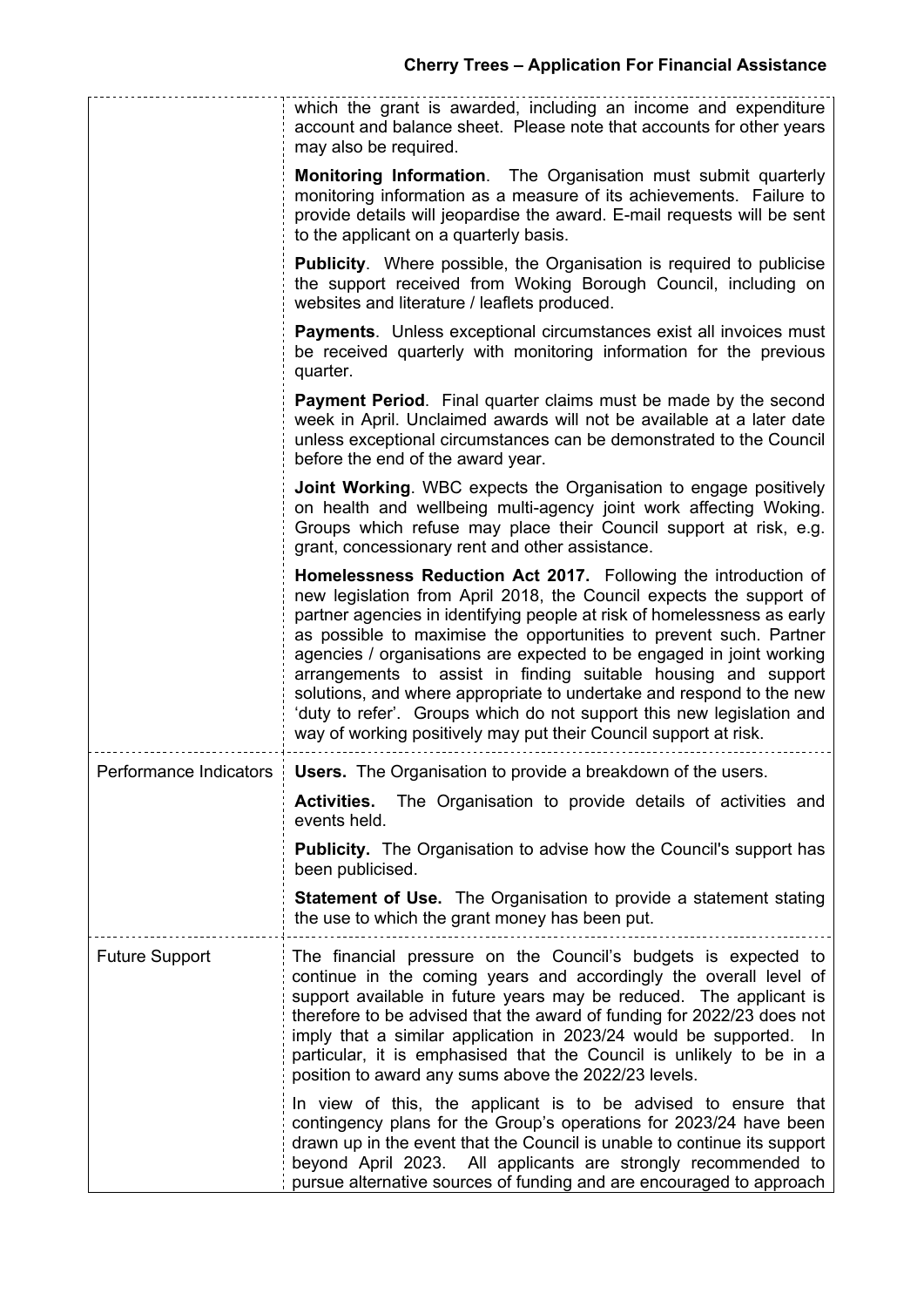| | |
|---|---|
| | which the grant is awarded, including an income and expenditure account and balance sheet. Please note that accounts for other years may also be required.<br><br>**Monitoring Information**. The Organisation must submit quarterly monitoring information as a measure of its achievements. Failure to provide details will jeopardise the award. E-mail requests will be sent to the applicant on a quarterly basis.<br><br>**Publicity**. Where possible, the Organisation is required to publicise the support received from Woking Borough Council, including on websites and literature / leaflets produced.<br><br>**Payments**. Unless exceptional circumstances exist all invoices must be received quarterly with monitoring information for the previous quarter.<br><br>**Payment Period**. Final quarter claims must be made by the second week in April. Unclaimed awards will not be available at a later date unless exceptional circumstances can be demonstrated to the Council before the end of the award year.<br><br>**Joint Working**. WBC expects the Organisation to engage positively on health and wellbeing multi-agency joint work affecting Woking. Groups which refuse may place their Council support at risk, e.g. grant, concessionary rent and other assistance.<br><br>**Homelessness Reduction Act 2017.** Following the introduction of new legislation from April 2018, the Council expects the support of partner agencies in identifying people at risk of homelessness as early as possible to maximise the opportunities to prevent such. Partner agencies / organisations are expected to be engaged in joint working arrangements to assist in finding suitable housing and support solutions, and where appropriate to undertake and respond to the new 'duty to refer'. Groups which do not support this new legislation and way of working positively may put their Council support at risk. |
| Performance Indicators | **Users.** The Organisation to provide a breakdown of the users.<br><br>**Activities.** The Organisation to provide details of activities and events held.<br><br>**Publicity.** The Organisation to advise how the Council's support has been publicised.<br><br>**Statement of Use.** The Organisation to provide a statement stating the use to which the grant money has been put. |
| Future Support | The financial pressure on the Council's budgets is expected to continue in the coming years and accordingly the overall level of support available in future years may be reduced. The applicant is therefore to be advised that the award of funding for 2022/23 does not imply that a similar application in 2023/24 would be supported. In particular, it is emphasised that the Council is unlikely to be in a position to award any sums above the 2022/23 levels.<br><br>In view of this, the applicant is to be advised to ensure that contingency plans for the Group's operations for 2023/24 have been drawn up in the event that the Council is unable to continue its support beyond April 2023. All applicants are strongly recommended to pursue alternative sources of funding and are encouraged to approach |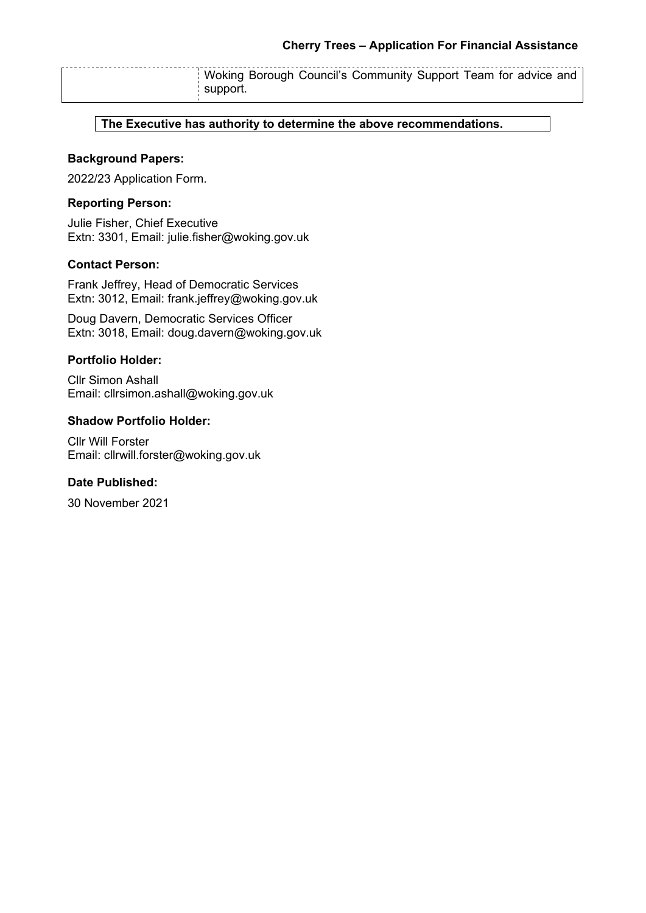| | Woking Borough Council's Community Support Team for advice and support. |
|---|---|

**The Executive has authority to determine the above recommendations.**

**Background Papers:**

2022/23 Application Form.

**Reporting Person:**

Julie Fisher, Chief Executive
Extn: 3301, Email: julie.fisher@woking.gov.uk

**Contact Person:**

Frank Jeffrey, Head of Democratic Services
Extn: 3012, Email: frank.jeffrey@woking.gov.uk

Doug Davern, Democratic Services Officer
Extn: 3018, Email: doug.davern@woking.gov.uk

**Portfolio Holder:**

Cllr Simon Ashall
Email: cllrsimon.ashall@woking.gov.uk

**Shadow Portfolio Holder:**

Cllr Will Forster
Email: cllrwill.forster@woking.gov.uk

**Date Published:**

30 November 2021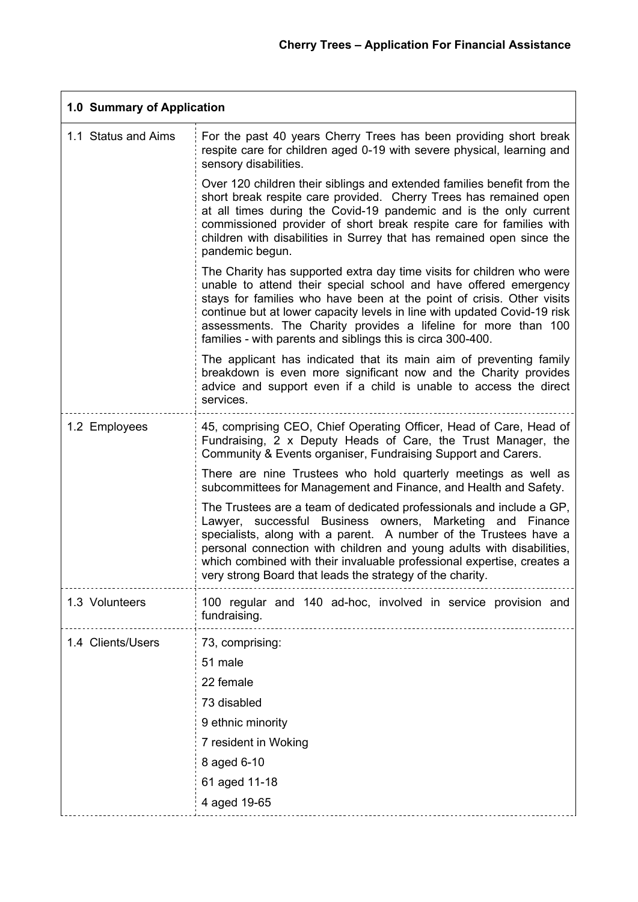| 1.0 Summary of Application | |
|---|---|
| 1.1 Status and Aims | For the past 40 years Cherry Trees has been providing short break respite care for children aged 0-19 with severe physical, learning and sensory disabilities.<br><br>Over 120 children their siblings and extended families benefit from the short break respite care provided. Cherry Trees has remained open at all times during the Covid-19 pandemic and is the only current commissioned provider of short break respite care for families with children with disabilities in Surrey that has remained open since the pandemic begun.<br><br>The Charity has supported extra day time visits for children who were unable to attend their special school and have offered emergency stays for families who have been at the point of crisis. Other visits continue but at lower capacity levels in line with updated Covid-19 risk assessments. The Charity provides a lifeline for more than 100 families - with parents and siblings this is circa 300-400.<br><br>The applicant has indicated that its main aim of preventing family breakdown is even more significant now and the Charity provides advice and support even if a child is unable to access the direct services. |
| 1.2 Employees | 45, comprising CEO, Chief Operating Officer, Head of Care, Head of Fundraising, 2 x Deputy Heads of Care, the Trust Manager, the Community & Events organiser, Fundraising Support and Carers.<br><br>There are nine Trustees who hold quarterly meetings as well as subcommittees for Management and Finance, and Health and Safety.<br><br>The Trustees are a team of dedicated professionals and include a GP, Lawyer, successful Business owners, Marketing and Finance specialists, along with a parent. A number of the Trustees have a personal connection with children and young adults with disabilities, which combined with their invaluable professional expertise, creates a very strong Board that leads the strategy of the charity. |
| 1.3 Volunteers | 100 regular and 140 ad-hoc, involved in service provision and fundraising. |
| 1.4 Clients/Users | 73, comprising:<br>51 male<br>22 female<br>73 disabled<br>9 ethnic minority<br>7 resident in Woking<br>8 aged 6-10<br>61 aged 11-18<br>4 aged 19-65 |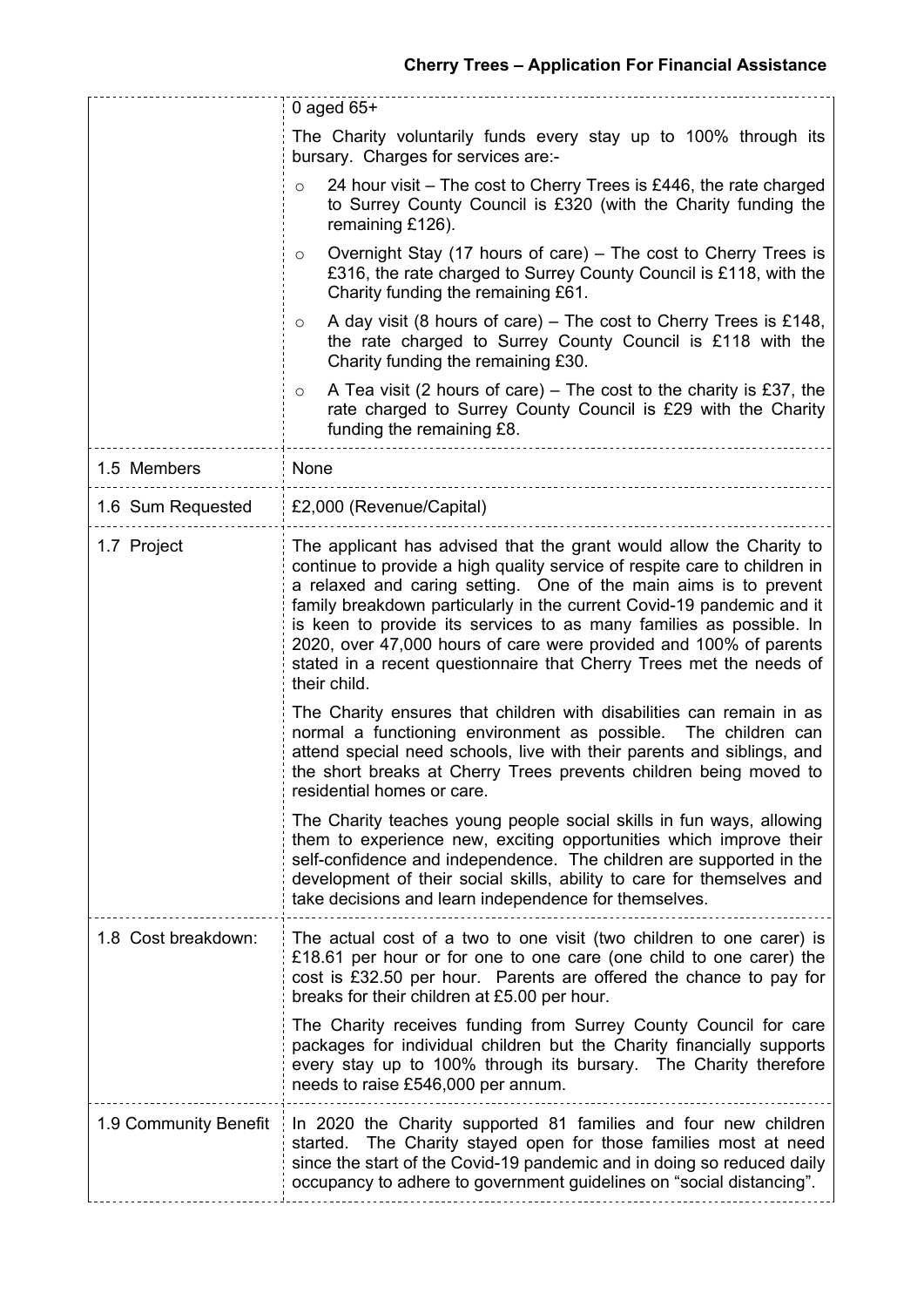| | |
|---|---|
| | 0 aged 65+<br><br>The Charity voluntarily funds every stay up to 100% through its bursary. Charges for services are:-<br><br>o 24 hour visit – The cost to Cherry Trees is £446, the rate charged to Surrey County Council is £320 (with the Charity funding the remaining £126).<br>o Overnight Stay (17 hours of care) – The cost to Cherry Trees is £316, the rate charged to Surrey County Council is £118, with the Charity funding the remaining £61.<br>o A day visit (8 hours of care) – The cost to Cherry Trees is £148, the rate charged to Surrey County Council is £118 with the Charity funding the remaining £30.<br>o A Tea visit (2 hours of care) – The cost to the charity is £37, the rate charged to Surrey County Council is £29 with the Charity funding the remaining £8. |
| 1.5 Members | None |
| 1.6 Sum Requested | £2,000 (Revenue/Capital) |
| 1.7 Project | The applicant has advised that the grant would allow the Charity to continue to provide a high quality service of respite care to children in a relaxed and caring setting. One of the main aims is to prevent family breakdown particularly in the current Covid-19 pandemic and it is keen to provide its services to as many families as possible. In 2020, over 47,000 hours of care were provided and 100% of parents stated in a recent questionnaire that Cherry Trees met the needs of their child.<br><br>The Charity ensures that children with disabilities can remain in as normal a functioning environment as possible. The children can attend special need schools, live with their parents and siblings, and the short breaks at Cherry Trees prevents children being moved to residential homes or care.<br><br>The Charity teaches young people social skills in fun ways, allowing them to experience new, exciting opportunities which improve their self-confidence and independence. The children are supported in the development of their social skills, ability to care for themselves and take decisions and learn independence for themselves. |
| 1.8 Cost breakdown: | The actual cost of a two to one visit (two children to one carer) is £18.61 per hour or for one to one care (one child to one carer) the cost is £32.50 per hour. Parents are offered the chance to pay for breaks for their children at £5.00 per hour.<br><br>The Charity receives funding from Surrey County Council for care packages for individual children but the Charity financially supports every stay up to 100% through its bursary. The Charity therefore needs to raise £546,000 per annum. |
| 1.9 Community Benefit | In 2020 the Charity supported 81 families and four new children started. The Charity stayed open for those families most at need since the start of the Covid-19 pandemic and in doing so reduced daily occupancy to adhere to government guidelines on "social distancing". |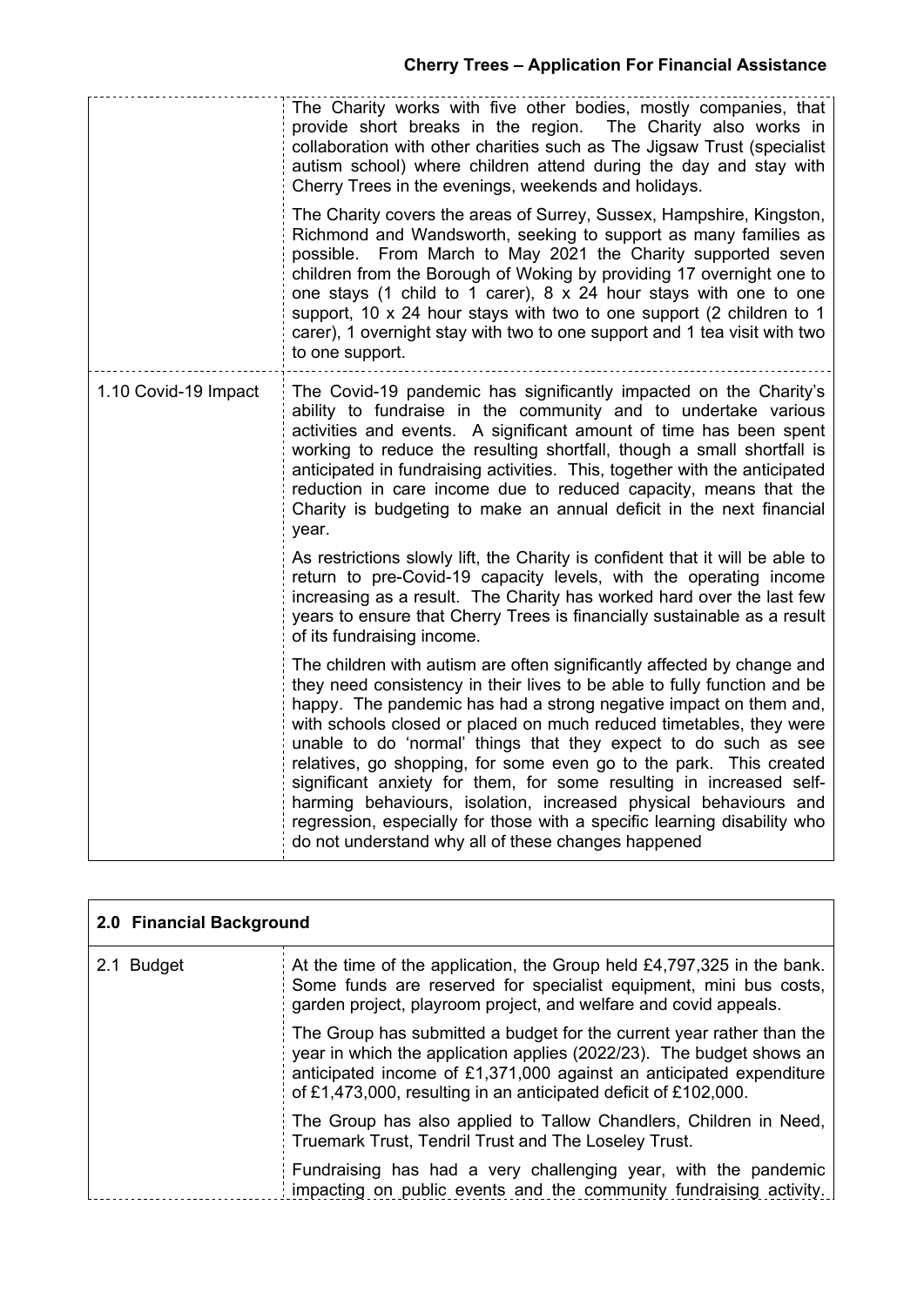| | |
|---|---|
| | The Charity works with five other bodies, mostly companies, that provide short breaks in the region. The Charity also works in collaboration with other charities such as The Jigsaw Trust (specialist autism school) where children attend during the day and stay with Cherry Trees in the evenings, weekends and holidays.<br><br>The Charity covers the areas of Surrey, Sussex, Hampshire, Kingston, Richmond and Wandsworth, seeking to support as many families as possible. From March to May 2021 the Charity supported seven children from the Borough of Woking by providing 17 overnight one to one stays (1 child to 1 carer), 8 x 24 hour stays with one to one support, 10 x 24 hour stays with two to one support (2 children to 1 carer), 1 overnight stay with two to one support and 1 tea visit with two to one support. |
| 1.10 Covid-19 Impact | The Covid-19 pandemic has significantly impacted on the Charity's ability to fundraise in the community and to undertake various activities and events. A significant amount of time has been spent working to reduce the resulting shortfall, though a small shortfall is anticipated in fundraising activities. This, together with the anticipated reduction in care income due to reduced capacity, means that the Charity is budgeting to make an annual deficit in the next financial year.<br><br>As restrictions slowly lift, the Charity is confident that it will be able to return to pre-Covid-19 capacity levels, with the operating income increasing as a result. The Charity has worked hard over the last few years to ensure that Cherry Trees is financially sustainable as a result of its fundraising income.<br><br>The children with autism are often significantly affected by change and they need consistency in their lives to be able to fully function and be happy. The pandemic has had a strong negative impact on them and, with schools closed or placed on much reduced timetables, they were unable to do 'normal' things that they expect to do such as see relatives, go shopping, for some even go to the park. This created significant anxiety for them, for some resulting in increased self-harming behaviours, isolation, increased physical behaviours and regression, especially for those with a specific learning disability who do not understand why all of these changes happened |

| **2.0 Financial Background** | |
|---|---|
| 2.1 Budget | At the time of the application, the Group held £4,797,325 in the bank. Some funds are reserved for specialist equipment, mini bus costs, garden project, playroom project, and welfare and covid appeals.<br><br>The Group has submitted a budget for the current year rather than the year in which the application applies (2022/23). The budget shows an anticipated income of £1,371,000 against an anticipated expenditure of £1,473,000, resulting in an anticipated deficit of £102,000.<br><br>The Group has also applied to Tallow Chandlers, Children in Need, Truemark Trust, Tendril Trust and The Loseley Trust.<br><br>Fundraising has had a very challenging year, with the pandemic impacting on public events and the community fundraising activity. |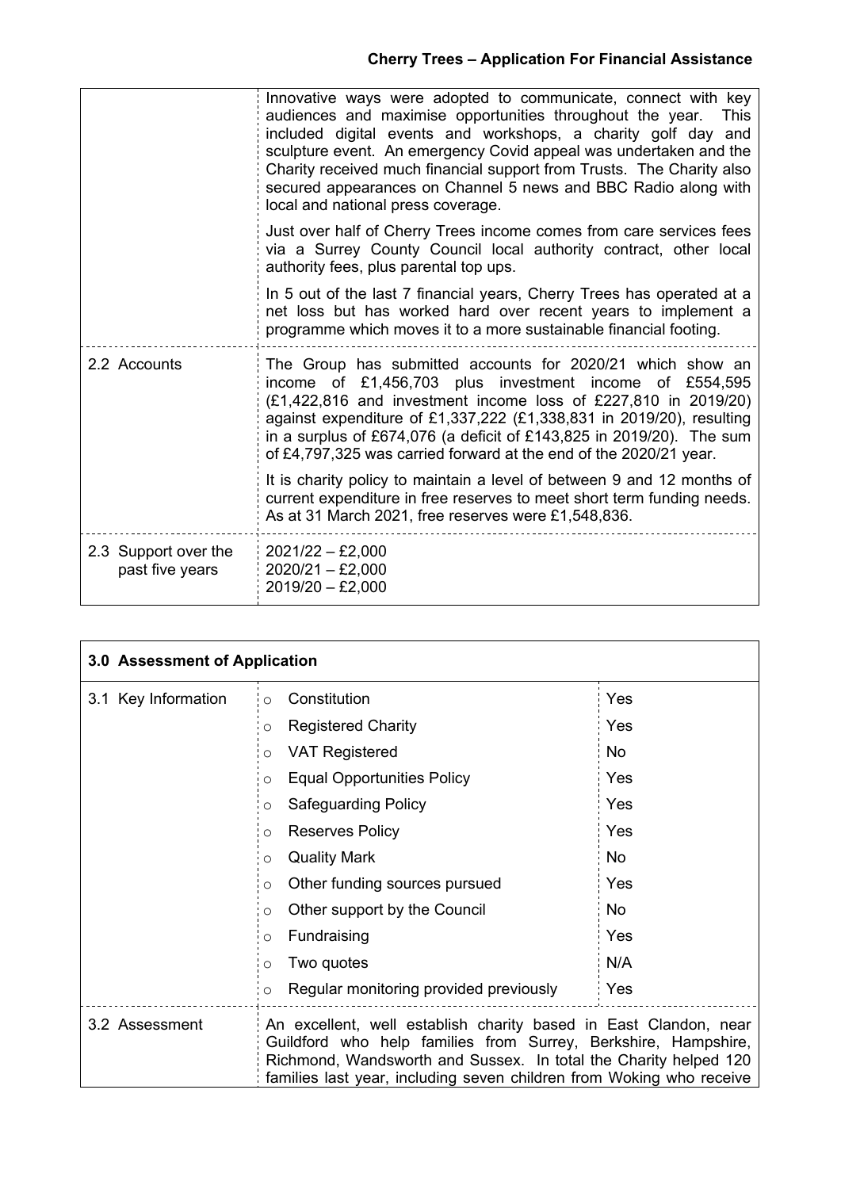| | |
|---|---|
| | Innovative ways were adopted to communicate, connect with key audiences and maximise opportunities throughout the year. This included digital events and workshops, a charity golf day and sculpture event. An emergency Covid appeal was undertaken and the Charity received much financial support from Trusts. The Charity also secured appearances on Channel 5 news and BBC Radio along with local and national press coverage.<br><br>Just over half of Cherry Trees income comes from care services fees via a Surrey County Council local authority contract, other local authority fees, plus parental top ups.<br><br>In 5 out of the last 7 financial years, Cherry Trees has operated at a net loss but has worked hard over recent years to implement a programme which moves it to a more sustainable financial footing. |
| 2.2 Accounts | The Group has submitted accounts for 2020/21 which show an income of £1,456,703 plus investment income of £554,595 (£1,422,816 and investment income loss of £227,810 in 2019/20) against expenditure of £1,337,222 (£1,338,831 in 2019/20), resulting in a surplus of £674,076 (a deficit of £143,825 in 2019/20). The sum of £4,797,325 was carried forward at the end of the 2020/21 year.<br><br>It is charity policy to maintain a level of between 9 and 12 months of current expenditure in free reserves to meet short term funding needs. As at 31 March 2021, free reserves were £1,548,836. |
| 2.3 Support over the past five years | 2021/22 – £2,000<br>2020/21 – £2,000<br>2019/20 – £2,000 |

| 3.0 Assessment of Application | | |
|---|---|---|
| 3.1 Key Information | Constitution | Yes |
| | Registered Charity | Yes |
| | VAT Registered | No |
| | Equal Opportunities Policy | Yes |
| | Safeguarding Policy | Yes |
| | Reserves Policy | Yes |
| | Quality Mark | No |
| | Other funding sources pursued | Yes |
| | Other support by the Council | No |
| | Fundraising | Yes |
| | Two quotes | N/A |
| | Regular monitoring provided previously | Yes |
| 3.2 Assessment | An excellent, well establish charity based in East Clandon, near Guildford who help families from Surrey, Berkshire, Hampshire, Richmond, Wandsworth and Sussex. In total the Charity helped 120 families last year, including seven children from Woking who receive | |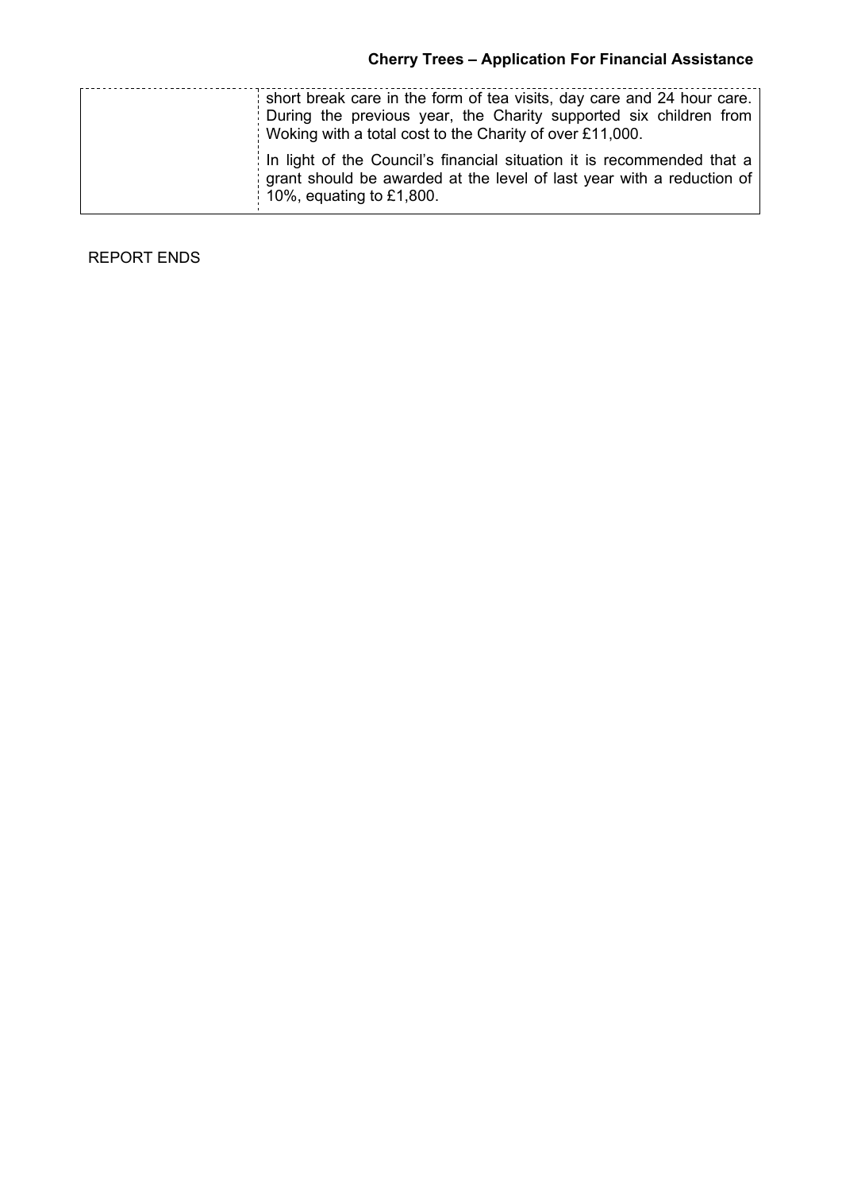| | |
| --- | --- |
| | short break care in the form of tea visits, day care and 24 hour care. During the previous year, the Charity supported six children from Woking with a total cost to the Charity of over £11,000.<br><br>In light of the Council's financial situation it is recommended that a grant should be awarded at the level of last year with a reduction of 10%, equating to £1,800. |

REPORT ENDS